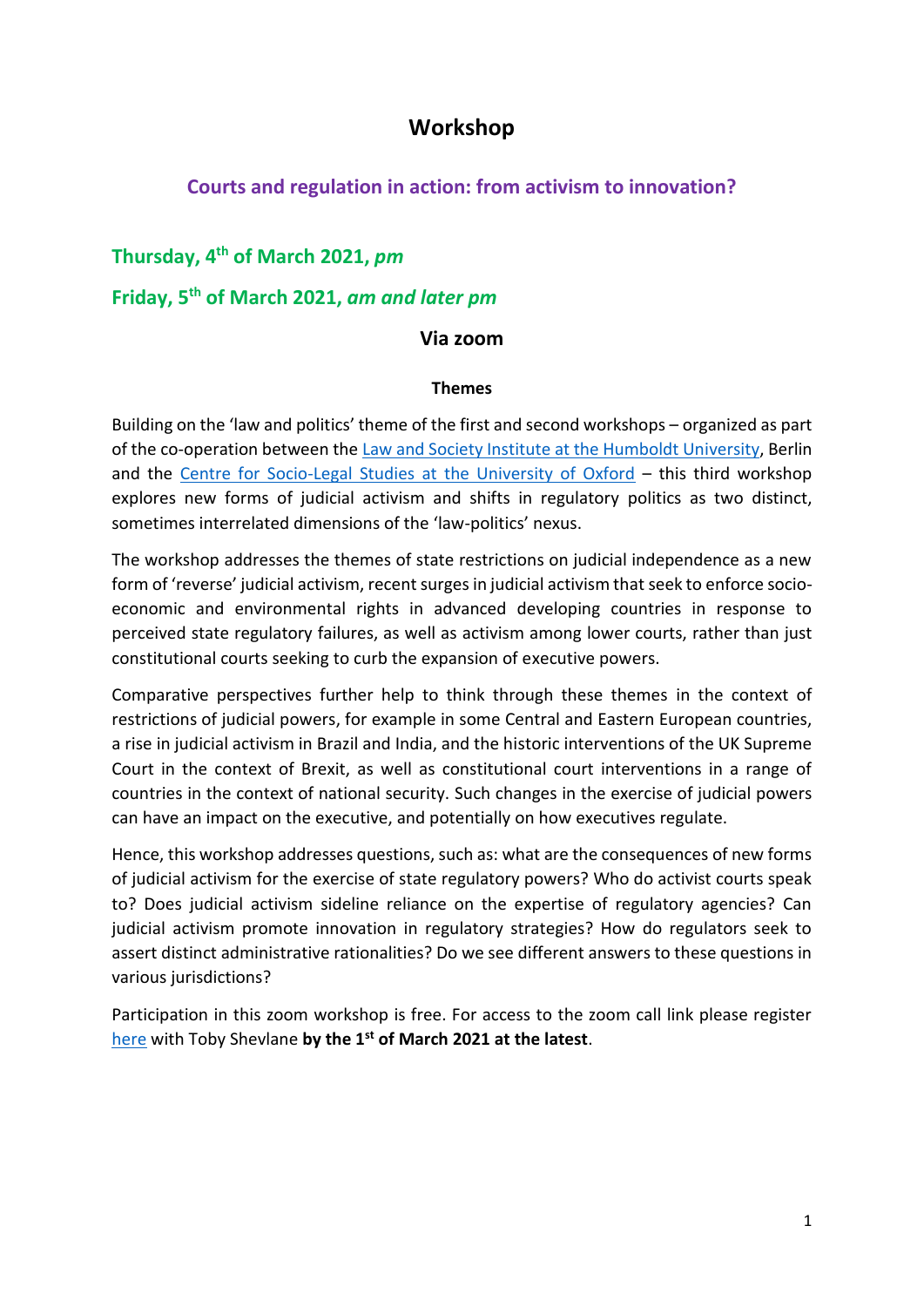# Workshop

## Courts and regulation in action: from activism to innovation?

### Thursday, 4th of March 2021, *pm*

### Friday, 5th of March 2021, *am and later pm*

**Via zoom**

**Themes**

Building on the 'law and politics' theme of the first and second workshops – organized as part of the co-operation between the Law and Society Institute at the Humboldt University, Berlin and the Centre for Socio-Legal Studies at the University of Oxford – this third workshop explores new forms of judicial activism and shifts in regulatory politics as two distinct, sometimes interrelated dimensions of the 'law-politics' nexus.

The workshop addresses the themes of state restrictions on judicial independence as a new form of 'reverse' judicial activism, recent surges in judicial activism that seek to enforce socio-economic and environmental rights in advanced developing countries in response to perceived state regulatory failures, as well as activism among lower courts, rather than just constitutional courts seeking to curb the expansion of executive powers.

Comparative perspectives further help to think through these themes in the context of restrictions of judicial powers, for example in some Central and Eastern European countries, a rise in judicial activism in Brazil and India, and the historic interventions of the UK Supreme Court in the context of Brexit, as well as constitutional court interventions in a range of countries in the context of national security. Such changes in the exercise of judicial powers can have an impact on the executive, and potentially on how executives regulate.

Hence, this workshop addresses questions, such as: what are the consequences of new forms of judicial activism for the exercise of state regulatory powers? Who do activist courts speak to? Does judicial activism sideline reliance on the expertise of regulatory agencies? Can judicial activism promote innovation in regulatory strategies? How do regulators seek to assert distinct administrative rationalities? Do we see different answers to these questions in various jurisdictions?

Participation in this zoom workshop is free. For access to the zoom call link please register here with Toby Shevlane **by the 1st of March 2021 at the latest**.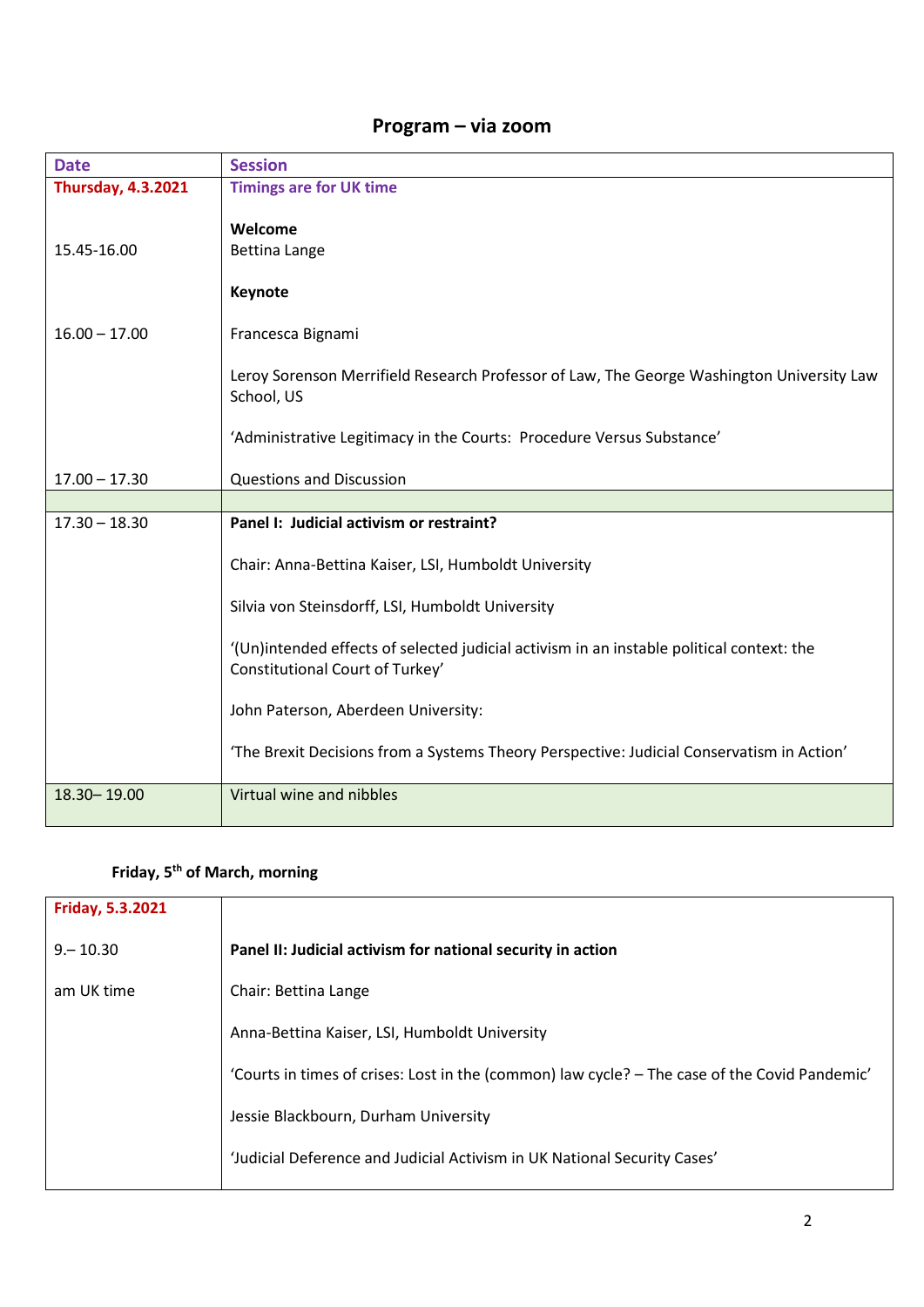# Program – via zoom

| Date | Session |
| --- | --- |
| **Thursday, 4.3.2021** | **Timings are for UK time** |
| 15.45-16.00 | **Welcome**<br>Bettina Lange |
| 16.00 – 17.00 | **Keynote**<br><br>Francesca Bignami<br><br>Leroy Sorenson Merrifield Research Professor of Law, The George Washington University Law School, US<br><br>'Administrative Legitimacy in the Courts: Procedure Versus Substance' |
| 17.00 – 17.30 | Questions and Discussion |
| | |
| 17.30 – 18.30 | **Panel I: Judicial activism or restraint?**<br><br>Chair: Anna-Bettina Kaiser, LSI, Humboldt University<br><br>Silvia von Steinsdorff, LSI, Humboldt University<br><br>'(Un)intended effects of selected judicial activism in an instable political context: the Constitutional Court of Turkey'<br><br>John Paterson, Aberdeen University:<br><br>'The Brexit Decisions from a Systems Theory Perspective: Judicial Conservatism in Action' |
| 18.30– 19.00 | Virtual wine and nibbles |

**Friday, 5th of March, morning**

| Friday, 5.3.2021 | |
| --- | --- |
| 9.– 10.30<br><br>am UK time | **Panel II: Judicial activism for national security in action**<br><br>Chair: Bettina Lange<br><br>Anna-Bettina Kaiser, LSI, Humboldt University<br><br>'Courts in times of crises: Lost in the (common) law cycle? – The case of the Covid Pandemic'<br><br>Jessie Blackbourn, Durham University<br><br>'Judicial Deference and Judicial Activism in UK National Security Cases' |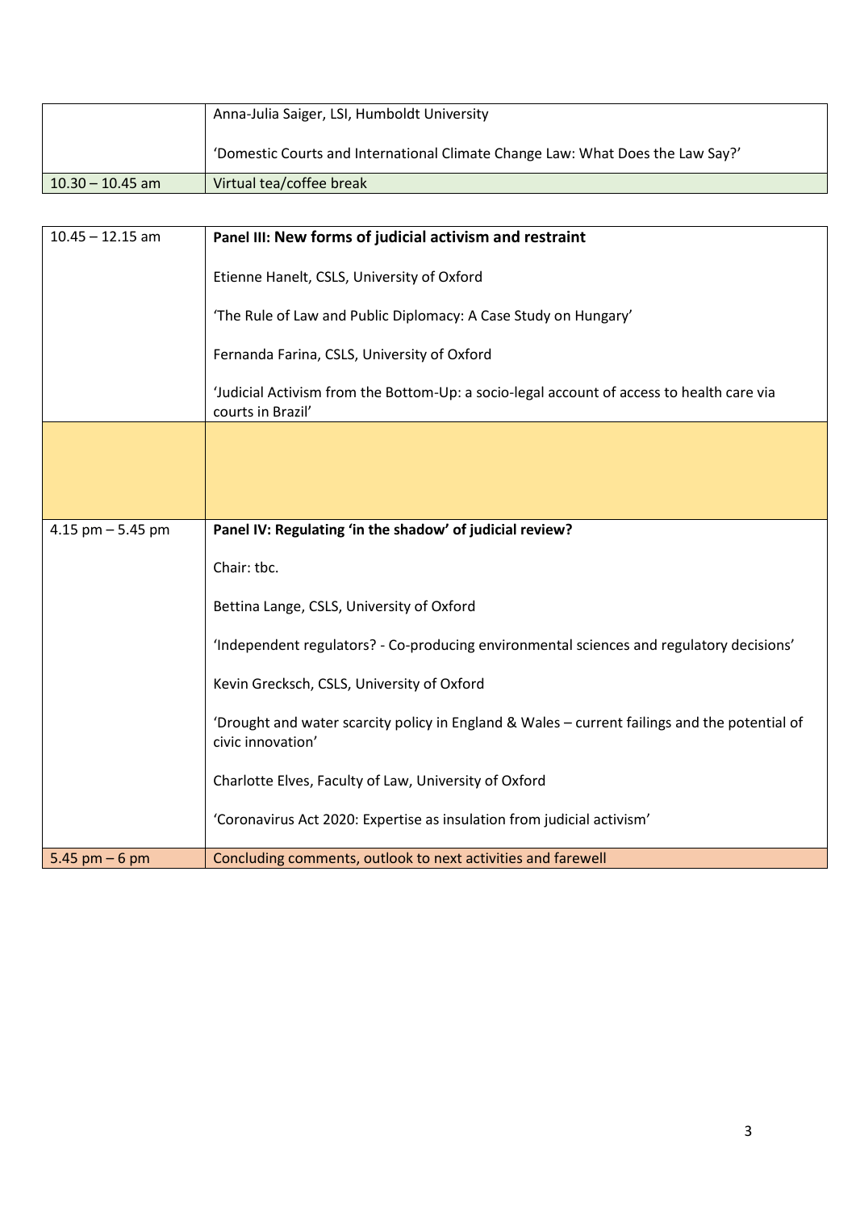| | |
|---|---|
| | Anna-Julia Saiger, LSI, Humboldt University<br><br>'Domestic Courts and International Climate Change Law: What Does the Law Say?' |
| 10.30 – 10.45 am | Virtual tea/coffee break |

| | |
|---|---|
| 10.45 – 12.15 am | **Panel III: New forms of judicial activism and restraint**<br><br>Etienne Hanelt, CSLS, University of Oxford<br><br>'The Rule of Law and Public Diplomacy: A Case Study on Hungary'<br><br>Fernanda Farina, CSLS, University of Oxford<br><br>'Judicial Activism from the Bottom-Up: a socio-legal account of access to health care via courts in Brazil' |
| | |
| 4.15 pm – 5.45 pm | **Panel IV: Regulating 'in the shadow' of judicial review?**<br><br>Chair: tbc.<br><br>Bettina Lange, CSLS, University of Oxford<br><br>'Independent regulators? - Co-producing environmental sciences and regulatory decisions'<br><br>Kevin Grecksch, CSLS, University of Oxford<br><br>'Drought and water scarcity policy in England & Wales – current failings and the potential of civic innovation'<br><br>Charlotte Elves, Faculty of Law, University of Oxford<br><br>'Coronavirus Act 2020: Expertise as insulation from judicial activism' |
| 5.45 pm – 6 pm | Concluding comments, outlook to next activities and farewell |